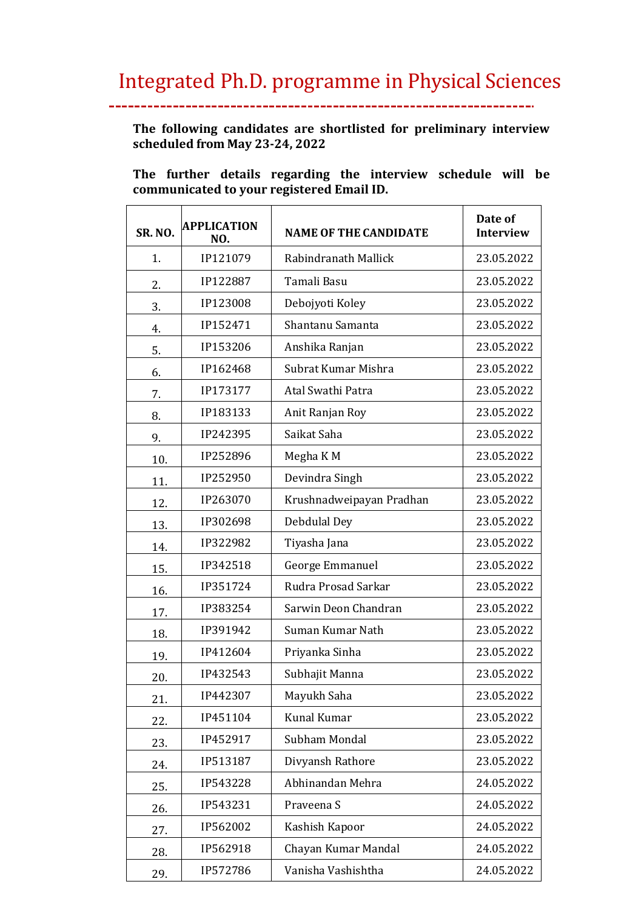# Integrated Ph.D. programme in Physical Sciences

**The following candidates are shortlisted for preliminary interview scheduled from May 23-24, 2022**

**The further details regarding the interview schedule will be communicated to your registered Email ID.**

| SR. NO. | APPLICATION NO. | NAME OF THE CANDIDATE | Date of Interview |
|---|---|---|---|
| 1. | IP121079 | Rabindranath Mallick | 23.05.2022 |
| 2. | IP122887 | Tamali Basu | 23.05.2022 |
| 3. | IP123008 | Debojyoti Koley | 23.05.2022 |
| 4. | IP152471 | Shantanu Samanta | 23.05.2022 |
| 5. | IP153206 | Anshika Ranjan | 23.05.2022 |
| 6. | IP162468 | Subrat Kumar Mishra | 23.05.2022 |
| 7. | IP173177 | Atal Swathi Patra | 23.05.2022 |
| 8. | IP183133 | Anit Ranjan Roy | 23.05.2022 |
| 9. | IP242395 | Saikat Saha | 23.05.2022 |
| 10. | IP252896 | Megha K M | 23.05.2022 |
| 11. | IP252950 | Devindra Singh | 23.05.2022 |
| 12. | IP263070 | Krushnadweipayan Pradhan | 23.05.2022 |
| 13. | IP302698 | Debdulal Dey | 23.05.2022 |
| 14. | IP322982 | Tiyasha Jana | 23.05.2022 |
| 15. | IP342518 | George Emmanuel | 23.05.2022 |
| 16. | IP351724 | Rudra Prosad Sarkar | 23.05.2022 |
| 17. | IP383254 | Sarwin Deon Chandran | 23.05.2022 |
| 18. | IP391942 | Suman Kumar Nath | 23.05.2022 |
| 19. | IP412604 | Priyanka Sinha | 23.05.2022 |
| 20. | IP432543 | Subhajit Manna | 23.05.2022 |
| 21. | IP442307 | Mayukh Saha | 23.05.2022 |
| 22. | IP451104 | Kunal Kumar | 23.05.2022 |
| 23. | IP452917 | Subham Mondal | 23.05.2022 |
| 24. | IP513187 | Divyansh Rathore | 23.05.2022 |
| 25. | IP543228 | Abhinandan Mehra | 24.05.2022 |
| 26. | IP543231 | Praveena S | 24.05.2022 |
| 27. | IP562002 | Kashish Kapoor | 24.05.2022 |
| 28. | IP562918 | Chayan Kumar Mandal | 24.05.2022 |
| 29. | IP572786 | Vanisha Vashishtha | 24.05.2022 |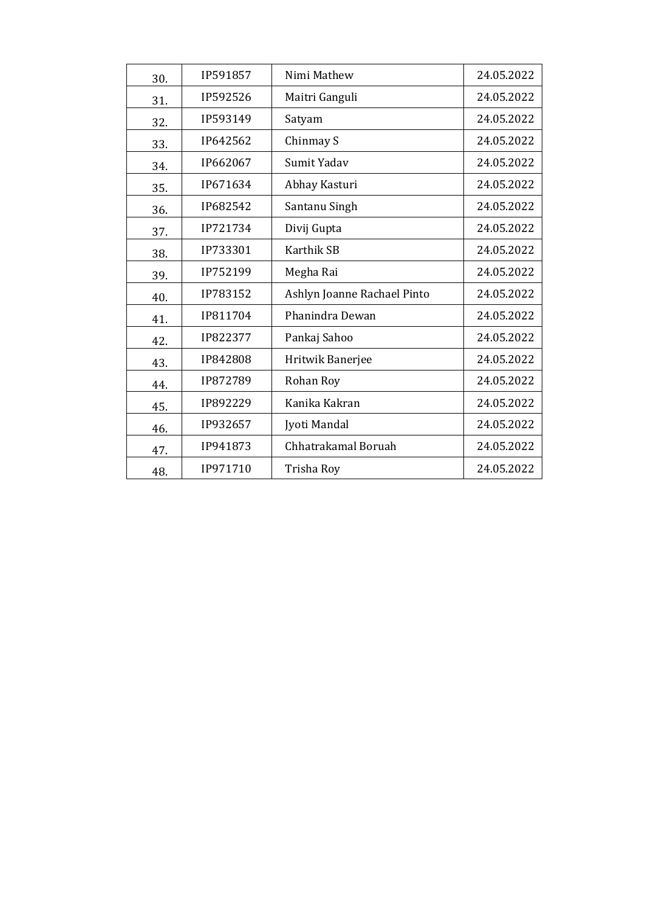| | | | |
|---|---|---|---|
| 30. | IP591857 | Nimi Mathew | 24.05.2022 |
| 31. | IP592526 | Maitri Ganguli | 24.05.2022 |
| 32. | IP593149 | Satyam | 24.05.2022 |
| 33. | IP642562 | Chinmay S | 24.05.2022 |
| 34. | IP662067 | Sumit Yadav | 24.05.2022 |
| 35. | IP671634 | Abhay Kasturi | 24.05.2022 |
| 36. | IP682542 | Santanu Singh | 24.05.2022 |
| 37. | IP721734 | Divij Gupta | 24.05.2022 |
| 38. | IP733301 | Karthik SB | 24.05.2022 |
| 39. | IP752199 | Megha Rai | 24.05.2022 |
| 40. | IP783152 | Ashlyn Joanne Rachael Pinto | 24.05.2022 |
| 41. | IP811704 | Phanindra Dewan | 24.05.2022 |
| 42. | IP822377 | Pankaj Sahoo | 24.05.2022 |
| 43. | IP842808 | Hritwik Banerjee | 24.05.2022 |
| 44. | IP872789 | Rohan Roy | 24.05.2022 |
| 45. | IP892229 | Kanika Kakran | 24.05.2022 |
| 46. | IP932657 | Jyoti Mandal | 24.05.2022 |
| 47. | IP941873 | Chhatrakamal Boruah | 24.05.2022 |
| 48. | IP971710 | Trisha Roy | 24.05.2022 |